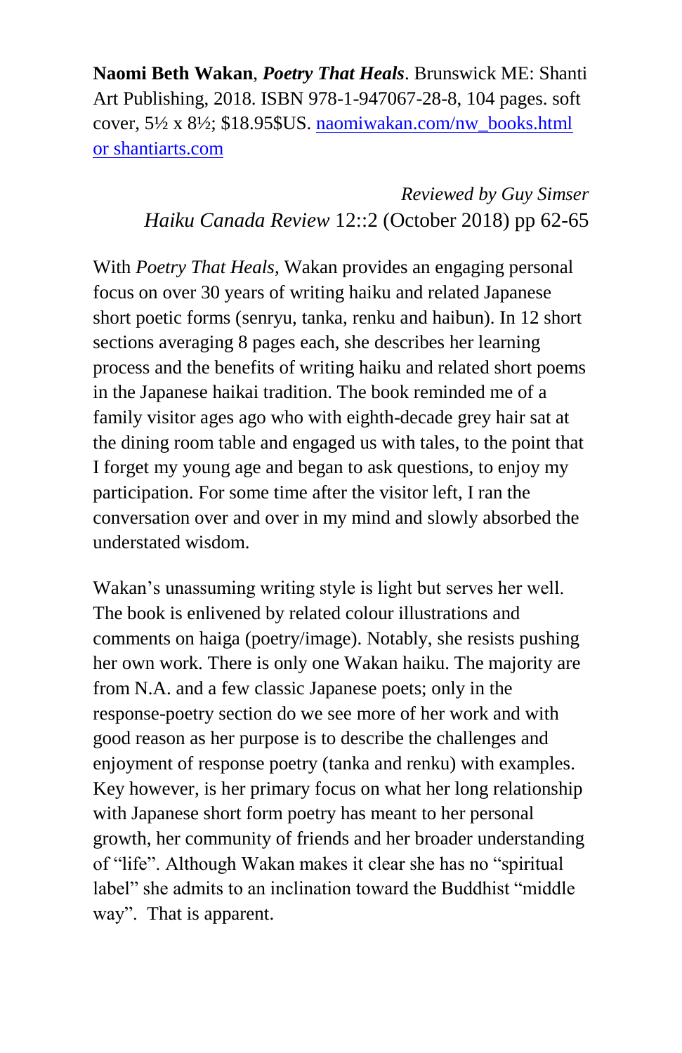**Naomi Beth Wakan**, ***Poetry That Heals***. Brunswick ME: Shanti Art Publishing, 2018. ISBN 978-1-947067-28-8, 104 pages. soft cover, 5½ x 8½; $18.95$US. naomiwakan.com/nw_books.html or shantiarts.com

*Reviewed by Guy Simser*
*Haiku Canada Review* 12::2 (October 2018) pp 62-65

With *Poetry That Heals*, Wakan provides an engaging personal focus on over 30 years of writing haiku and related Japanese short poetic forms (senryu, tanka, renku and haibun). In 12 short sections averaging 8 pages each, she describes her learning process and the benefits of writing haiku and related short poems in the Japanese haikai tradition. The book reminded me of a family visitor ages ago who with eighth-decade grey hair sat at the dining room table and engaged us with tales, to the point that I forget my young age and began to ask questions, to enjoy my participation. For some time after the visitor left, I ran the conversation over and over in my mind and slowly absorbed the understated wisdom.

Wakan's unassuming writing style is light but serves her well. The book is enlivened by related colour illustrations and comments on haiga (poetry/image). Notably, she resists pushing her own work. There is only one Wakan haiku. The majority are from N.A. and a few classic Japanese poets; only in the response-poetry section do we see more of her work and with good reason as her purpose is to describe the challenges and enjoyment of response poetry (tanka and renku) with examples. Key however, is her primary focus on what her long relationship with Japanese short form poetry has meant to her personal growth, her community of friends and her broader understanding of "life". Although Wakan makes it clear she has no "spiritual label" she admits to an inclination toward the Buddhist "middle way". That is apparent.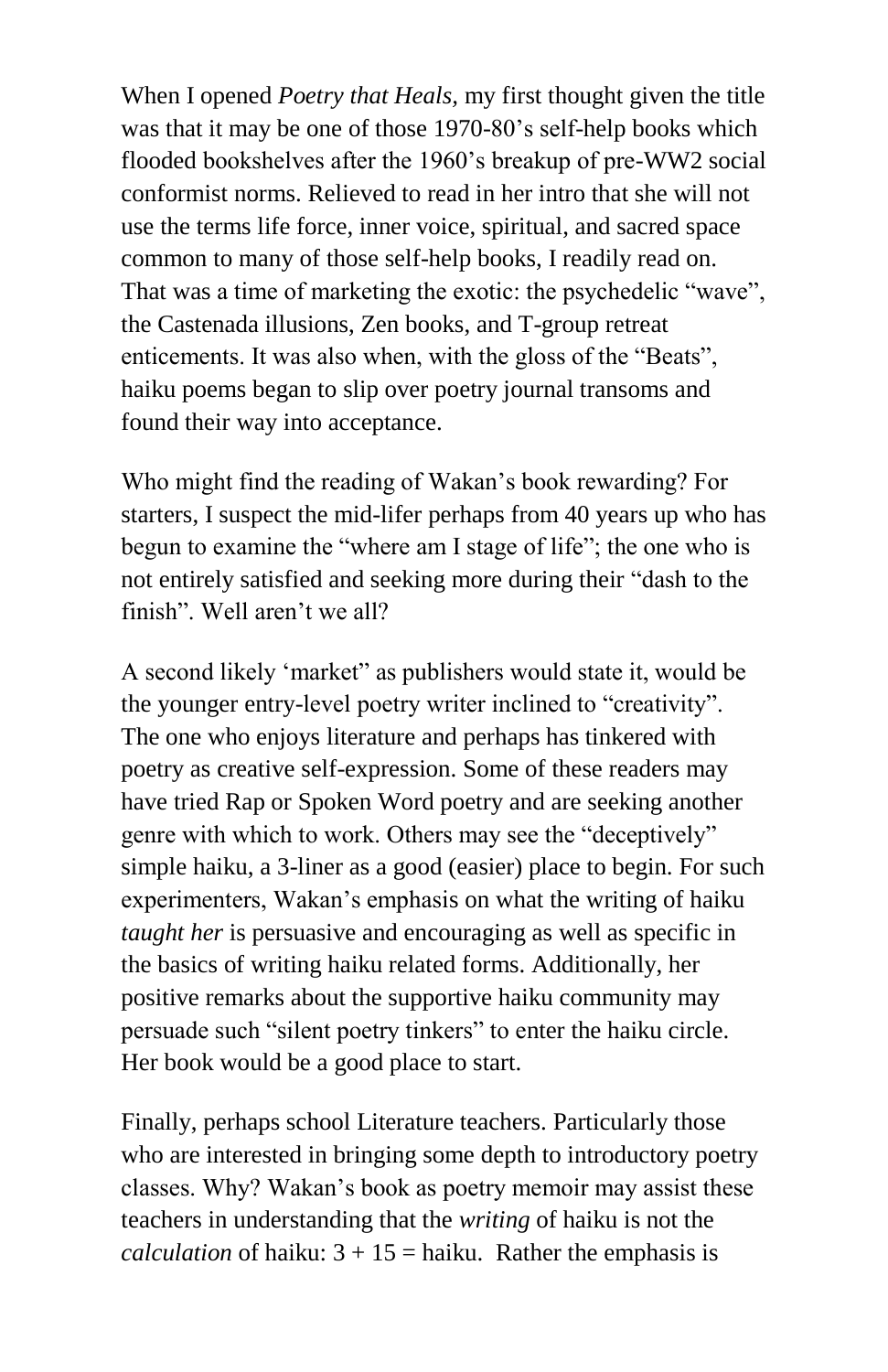When I opened *Poetry that Heals,* my first thought given the title was that it may be one of those 1970-80's self-help books which flooded bookshelves after the 1960's breakup of pre-WW2 social conformist norms. Relieved to read in her intro that she will not use the terms life force, inner voice, spiritual, and sacred space common to many of those self-help books, I readily read on. That was a time of marketing the exotic: the psychedelic "wave", the Castenada illusions, Zen books, and T-group retreat enticements. It was also when, with the gloss of the "Beats", haiku poems began to slip over poetry journal transoms and found their way into acceptance.

Who might find the reading of Wakan's book rewarding? For starters, I suspect the mid-lifer perhaps from 40 years up who has begun to examine the "where am I stage of life"; the one who is not entirely satisfied and seeking more during their "dash to the finish". Well aren't we all?

A second likely 'market" as publishers would state it, would be the younger entry-level poetry writer inclined to "creativity". The one who enjoys literature and perhaps has tinkered with poetry as creative self-expression. Some of these readers may have tried Rap or Spoken Word poetry and are seeking another genre with which to work. Others may see the "deceptively" simple haiku, a 3-liner as a good (easier) place to begin. For such experimenters, Wakan's emphasis on what the writing of haiku *taught her* is persuasive and encouraging as well as specific in the basics of writing haiku related forms. Additionally, her positive remarks about the supportive haiku community may persuade such "silent poetry tinkers" to enter the haiku circle. Her book would be a good place to start.

Finally, perhaps school Literature teachers. Particularly those who are interested in bringing some depth to introductory poetry classes. Why? Wakan's book as poetry memoir may assist these teachers in understanding that the *writing* of haiku is not the *calculation* of haiku: 3 + 15 = haiku. Rather the emphasis is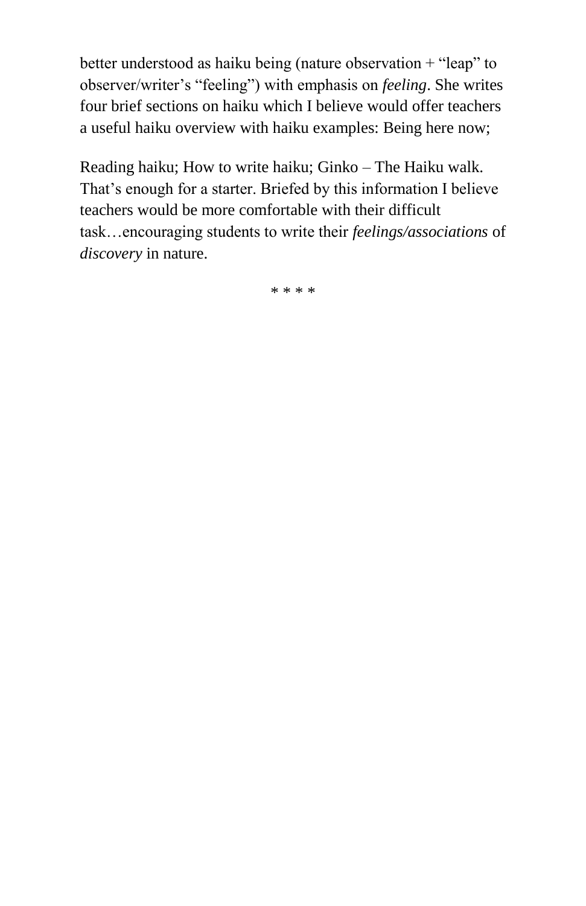better understood as haiku being (nature observation + "leap" to observer/writer's "feeling") with emphasis on *feeling*. She writes four brief sections on haiku which I believe would offer teachers a useful haiku overview with haiku examples: Being here now;

Reading haiku; How to write haiku; Ginko – The Haiku walk. That's enough for a starter. Briefed by this information I believe teachers would be more comfortable with their difficult task…encouraging students to write their *feelings/associations* of *discovery* in nature.

* * * *